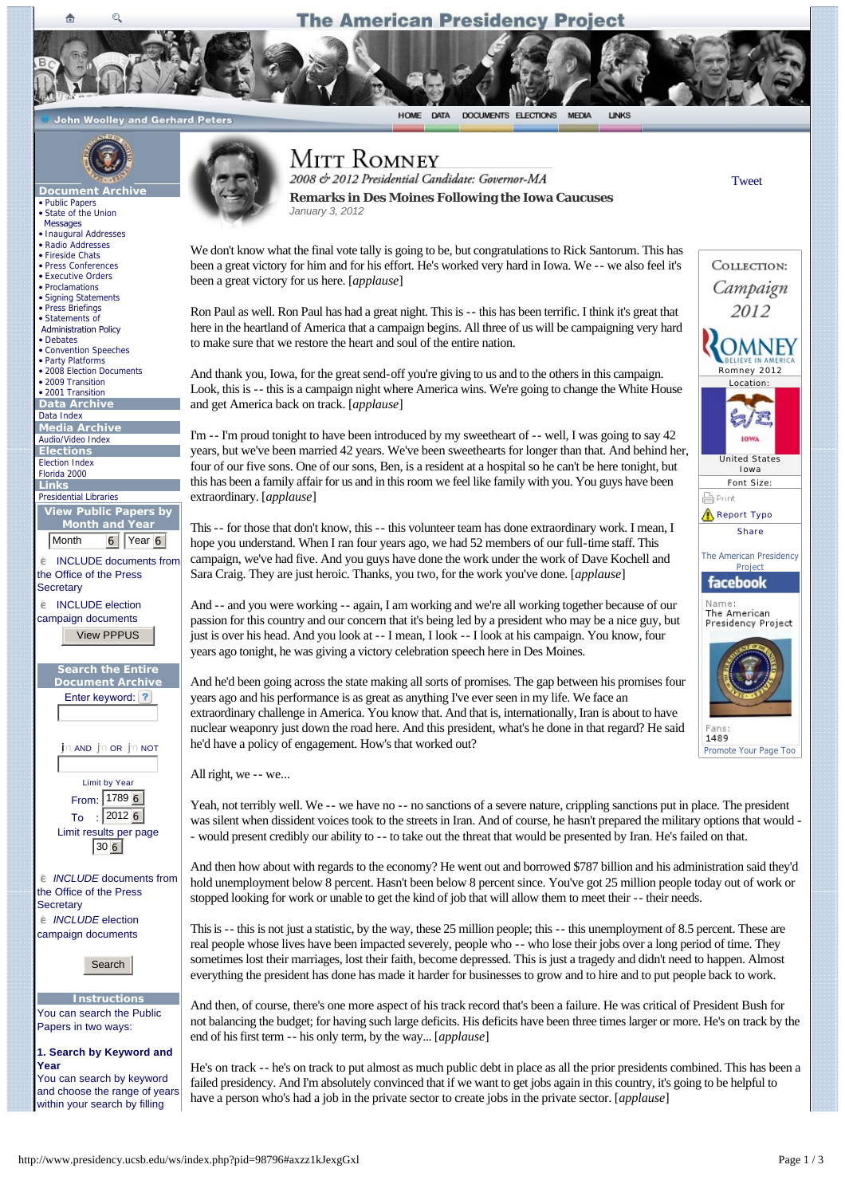# Mitt Romney

*2008 & 2012 Presidential Candidate: Governor-MA*

**Remarks in Des Moines Following the Iowa Caucuses**

*January 3, 2012*

We don't know what the final vote tally is going to be, but congratulations to Rick Santorum. This has been a great victory for him and for his effort. He's worked very hard in Iowa. We -- we also feel it's been a great victory for us here. [*applause*]

Ron Paul as well. Ron Paul has had a great night. This is -- this has been terrific. I think it's great that here in the heartland of America that a campaign begins. All three of us will be campaigning very hard to make sure that we restore the heart and soul of the entire nation.

And thank you, Iowa, for the great send-off you're giving to us and to the others in this campaign. Look, this is -- this is a campaign night where America wins. We're going to change the White House and get America back on track. [*applause*]

I'm -- I'm proud tonight to have been introduced by my sweetheart of -- well, I was going to say 42 years, but we've been married 42 years. We've been sweethearts for longer than that. And behind her, four of our five sons. One of our sons, Ben, is a resident at a hospital so he can't be here tonight, but this has been a family affair for us and in this room we feel like family with you. You guys have been extraordinary. [*applause*]

This -- for those that don't know, this -- this volunteer team has done extraordinary work. I mean, I hope you understand. When I ran four years ago, we had 52 members of our full-time staff. This campaign, we've had five. And you guys have done the work under the work of Dave Kochell and Sara Craig. They are just heroic. Thanks, you two, for the work you've done. [*applause*]

And -- and you were working -- again, I am working and we're all working together because of our passion for this country and our concern that it's being led by a president who may be a nice guy, but just is over his head. And you look at -- I mean, I look -- I look at his campaign. You know, four years ago tonight, he was giving a victory celebration speech here in Des Moines.

And he'd been going across the state making all sorts of promises. The gap between his promises four years ago and his performance is as great as anything I've ever seen in my life. We face an extraordinary challenge in America. You know that. And that is, internationally, Iran is about to have nuclear weaponry just down the road here. And this president, what's he done in that regard? He said he'd have a policy of engagement. How's that worked out?

All right, we -- we...

Yeah, not terribly well. We -- we have no -- no sanctions of a severe nature, crippling sanctions put in place. The president was silent when dissident voices took to the streets in Iran. And of course, he hasn't prepared the military options that would -- would present credibly our ability to -- to take out the threat that would be presented by Iran. He's failed on that.

And then how about with regards to the economy? He went out and borrowed $787 billion and his administration said they'd hold unemployment below 8 percent. Hasn't been below 8 percent since. You've got 25 million people today out of work or stopped looking for work or unable to get the kind of job that will allow them to meet their -- their needs.

This is -- this is not just a statistic, by the way, these 25 million people; this -- this unemployment of 8.5 percent. These are real people whose lives have been impacted severely, people who -- who lose their jobs over a long period of time. They sometimes lost their marriages, lost their faith, become depressed. This is just a tragedy and didn't need to happen. Almost everything the president has done has made it harder for businesses to grow and to hire and to put people back to work.

And then, of course, there's one more aspect of his track record that's been a failure. He was critical of President Bush for not balancing the budget; for having such large deficits. His deficits have been three times larger or more. He's on track by the end of his first term -- his only term, by the way... [*applause*]

He's on track -- he's on track to put almost as much public debt in place as all the prior presidents combined. This has been a failed presidency. And I'm absolutely convinced that if we want to get jobs again in this country, it's going to be helpful to have a person who's had a job in the private sector to create jobs in the private sector. [*applause*]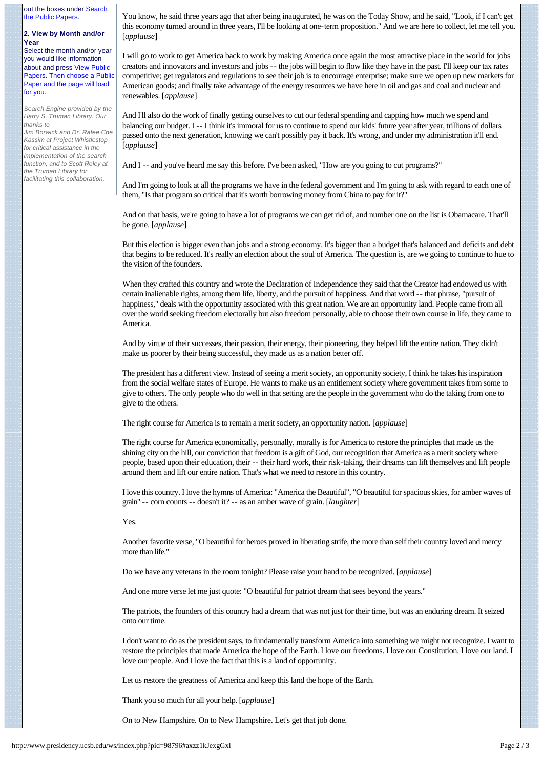out the boxes under Search the Public Papers.

**2. View by Month and/or Year**
Select the month and/or year you would like information about and press View Public Papers. Then choose a Public Paper and the page will load for you.

*Search Engine provided by the Harry S. Truman Library. Our thanks to Jim Borwick and Dr. Rafee Che Kassim at Project Whistlestop for critical assistance in the implementation of the search function, and to Scott Roley at the Truman Library for facilitating this collaboration.*

You know, he said three years ago that after being inaugurated, he was on the Today Show, and he said, "Look, if I can't get this economy turned around in three years, I'll be looking at one-term proposition." And we are here to collect, let me tell you. [*applause*]

I will go to work to get America back to work by making America once again the most attractive place in the world for jobs creators and innovators and investors and jobs -- the jobs will begin to flow like they have in the past. I'll keep our tax rates competitive; get regulators and regulations to see their job is to encourage enterprise; make sure we open up new markets for American goods; and finally take advantage of the energy resources we have here in oil and gas and coal and nuclear and renewables. [*applause*]

And I'll also do the work of finally getting ourselves to cut our federal spending and capping how much we spend and balancing our budget. I -- I think it's immoral for us to continue to spend our kids' future year after year, trillions of dollars passed onto the next generation, knowing we can't possibly pay it back. It's wrong, and under my administration it'll end. [*applause*]

And I -- and you've heard me say this before. I've been asked, "How are you going to cut programs?"

And I'm going to look at all the programs we have in the federal government and I'm going to ask with regard to each one of them, "Is that program so critical that it's worth borrowing money from China to pay for it?"

And on that basis, we're going to have a lot of programs we can get rid of, and number one on the list is Obamacare. That'll be gone. [*applause*]

But this election is bigger even than jobs and a strong economy. It's bigger than a budget that's balanced and deficits and debt that begins to be reduced. It's really an election about the soul of America. The question is, are we going to continue to hue to the vision of the founders.

When they crafted this country and wrote the Declaration of Independence they said that the Creator had endowed us with certain inalienable rights, among them life, liberty, and the pursuit of happiness. And that word -- that phrase, "pursuit of happiness," deals with the opportunity associated with this great nation. We are an opportunity land. People came from all over the world seeking freedom electorally but also freedom personally, able to choose their own course in life, they came to America.

And by virtue of their successes, their passion, their energy, their pioneering, they helped lift the entire nation. They didn't make us poorer by their being successful, they made us as a nation better off.

The president has a different view. Instead of seeing a merit society, an opportunity society, I think he takes his inspiration from the social welfare states of Europe. He wants to make us an entitlement society where government takes from some to give to others. The only people who do well in that setting are the people in the government who do the taking from one to give to the others.

The right course for America is to remain a merit society, an opportunity nation. [*applause*]

The right course for America economically, personally, morally is for America to restore the principles that made us the shining city on the hill, our conviction that freedom is a gift of God, our recognition that America as a merit society where people, based upon their education, their -- their hard work, their risk-taking, their dreams can lift themselves and lift people around them and lift our entire nation. That's what we need to restore in this country.

I love this country. I love the hymns of America: "America the Beautiful", "O beautiful for spacious skies, for amber waves of grain" -- corn counts -- doesn't it? -- as an amber wave of grain. [*laughter*]

Yes.

Another favorite verse, "O beautiful for heroes proved in liberating strife, the more than self their country loved and mercy more than life."

Do we have any veterans in the room tonight? Please raise your hand to be recognized. [*applause*]

And one more verse let me just quote: "O beautiful for patriot dream that sees beyond the years."

The patriots, the founders of this country had a dream that was not just for their time, but was an enduring dream. It seized onto our time.

I don't want to do as the president says, to fundamentally transform America into something we might not recognize. I want to restore the principles that made America the hope of the Earth. I love our freedoms. I love our Constitution. I love our land. I love our people. And I love the fact that this is a land of opportunity.

Let us restore the greatness of America and keep this land the hope of the Earth.

Thank you so much for all your help. [*applause*]

On to New Hampshire. On to New Hampshire. Let's get that job done.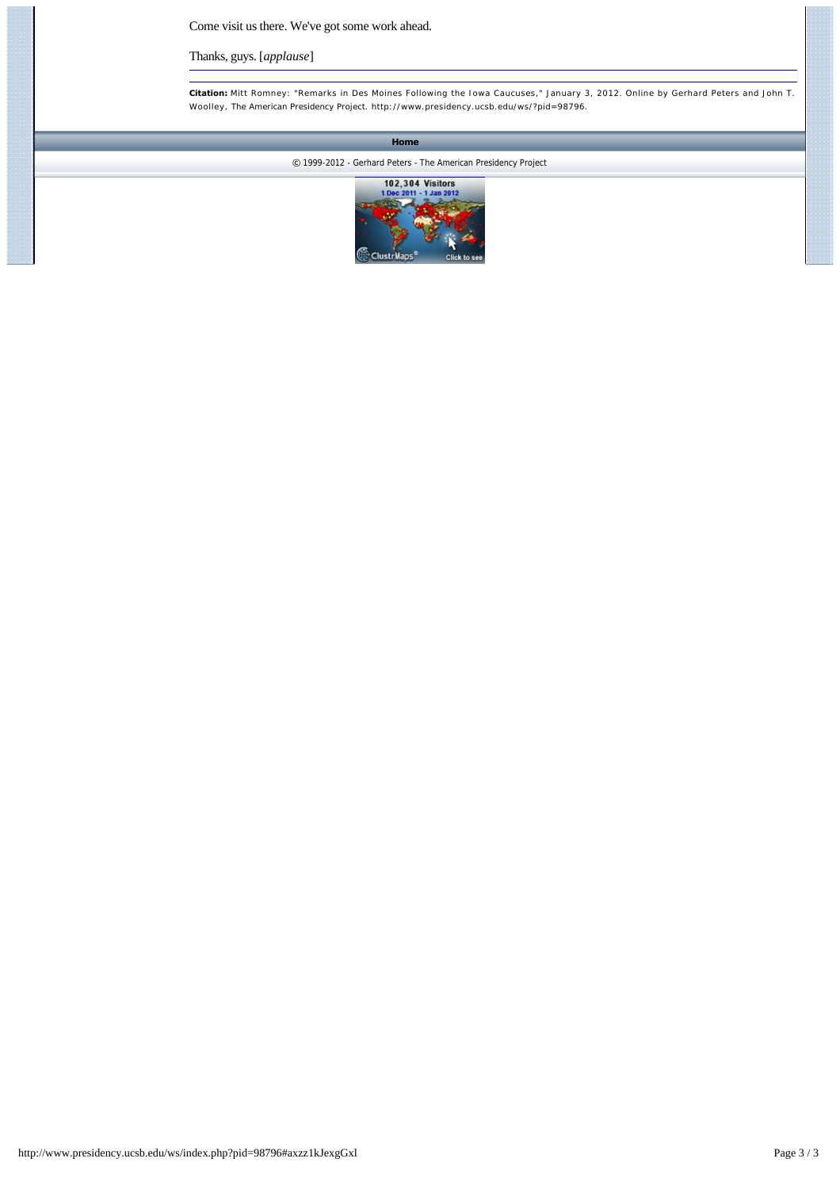Come visit us there. We've got some work ahead.

Thanks, guys. [*applause*]

---

**Citation:** Mitt Romney: "Remarks in Des Moines Following the Iowa Caucuses," January 3, 2012. Online by Gerhard Peters and John T. Woolley, The American Presidency Project. http://www.presidency.ucsb.edu/ws/?pid=98796.

**Home**

© 1999-2012 - Gerhard Peters - The American Presidency Project